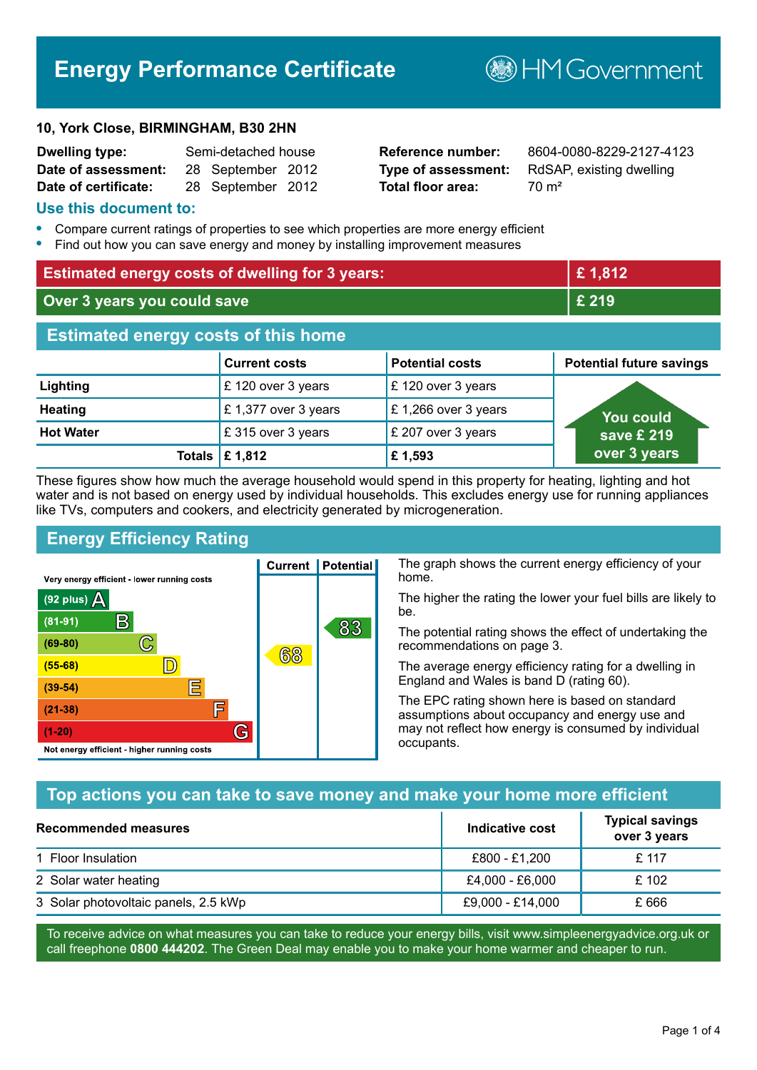# Energy Performance Certificate

HM Government

**10, York Close, BIRMINGHAM, B30 2HN**

| | | | |
|---|---|---|---|
| **Dwelling type:** | Semi-detached house | **Reference number:** | 8604-0080-8229-2127-4123 |
| **Date of assessment:** | 28 September 2012 | **Type of assessment:** | RdSAP, existing dwelling |
| **Date of certificate:** | 28 September 2012 | **Total floor area:** | 70 m² |

## Use this document to:

- Compare current ratings of properties to see which properties are more energy efficient
- Find out how you can save energy and money by installing improvement measures

| | |
|---|---|
| **Estimated energy costs of dwelling for 3 years:** | **£ 1,812** |
| **Over 3 years you could save** | **£ 219** |

## Estimated energy costs of this home

| | Current costs | Potential costs | Potential future savings |
|---|---|---|---|
| **Lighting** | £ 120 over 3 years | £ 120 over 3 years | You could save £ 219 over 3 years |
| **Heating** | £ 1,377 over 3 years | £ 1,266 over 3 years | |
| **Hot Water** | £ 315 over 3 years | £ 207 over 3 years | |
| **Totals** | **£ 1,812** | **£ 1,593** | |

These figures show how much the average household would spend in this property for heating, lighting and hot water and is not based on energy used by individual households. This excludes energy use for running appliances like TVs, computers and cookers, and electricity generated by microgeneration.

## Energy Efficiency Rating

Very energy efficient - lower running costs

| Rating | Band | Current | Potential |
|---|---|---|---|
| (92 plus) | A | | |
| (81-91) | B | | 83 |
| (69-80) | C | | |
| (55-68) | D | 68 | |
| (39-54) | E | | |
| (21-38) | F | | |
| (1-20) | G | | |

Not energy efficient - higher running costs

The graph shows the current energy efficiency of your home.

The higher the rating the lower your fuel bills are likely to be.

The potential rating shows the effect of undertaking the recommendations on page 3.

The average energy efficiency rating for a dwelling in England and Wales is band D (rating 60).

The EPC rating shown here is based on standard assumptions about occupancy and energy use and may not reflect how energy is consumed by individual occupants.

## Top actions you can take to save money and make your home more efficient

| Recommended measures | Indicative cost | Typical savings over 3 years |
|---|---|---|
| 1 Floor Insulation | £800 - £1,200 | £ 117 |
| 2 Solar water heating | £4,000 - £6,000 | £ 102 |
| 3 Solar photovoltaic panels, 2.5 kWp | £9,000 - £14,000 | £ 666 |

To receive advice on what measures you can take to reduce your energy bills, visit www.simpleenergyadvice.org.uk or call freephone **0800 444202**. The Green Deal may enable you to make your home warmer and cheaper to run.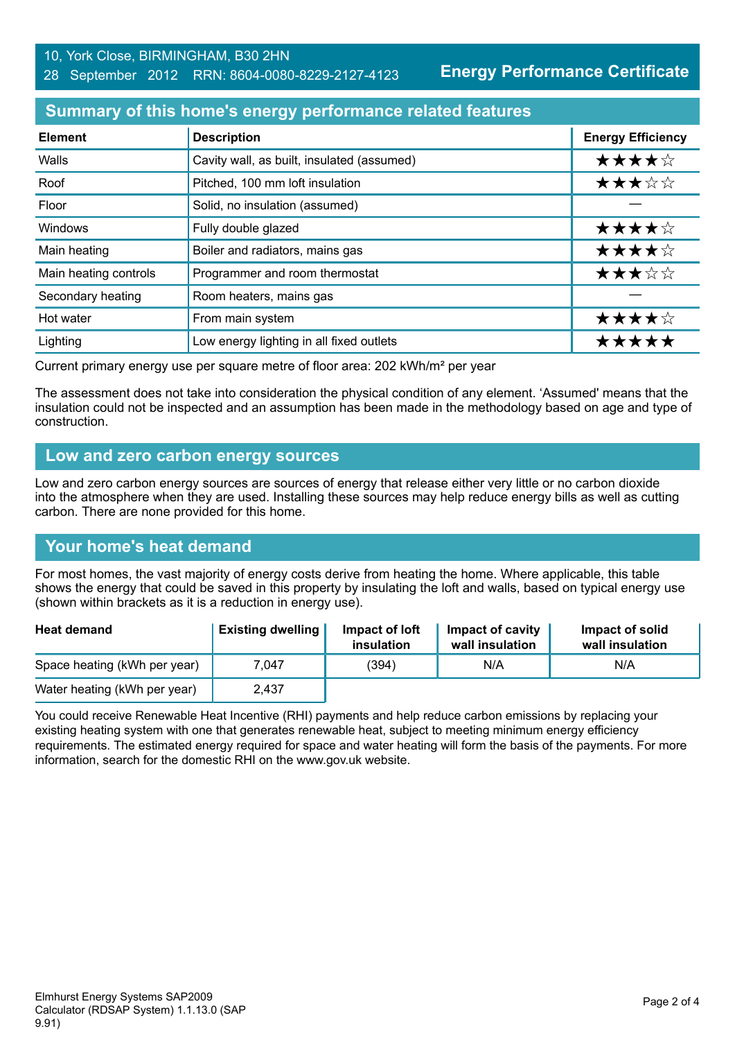10, York Close, BIRMINGHAM, B30 2HN
28 September 2012 RRN: 8604-0080-8229-2127-4123

**Energy Performance Certificate**

## Summary of this home's energy performance related features

| Element | Description | Energy Efficiency |
|---|---|---|
| Walls | Cavity wall, as built, insulated (assumed) | ★★★★☆ |
| Roof | Pitched, 100 mm loft insulation | ★★★☆☆ |
| Floor | Solid, no insulation (assumed) | — |
| Windows | Fully double glazed | ★★★★☆ |
| Main heating | Boiler and radiators, mains gas | ★★★★☆ |
| Main heating controls | Programmer and room thermostat | ★★★☆☆ |
| Secondary heating | Room heaters, mains gas | — |
| Hot water | From main system | ★★★★☆ |
| Lighting | Low energy lighting in all fixed outlets | ★★★★★ |

Current primary energy use per square metre of floor area: 202 kWh/m² per year

The assessment does not take into consideration the physical condition of any element. 'Assumed' means that the insulation could not be inspected and an assumption has been made in the methodology based on age and type of construction.

## Low and zero carbon energy sources

Low and zero carbon energy sources are sources of energy that release either very little or no carbon dioxide into the atmosphere when they are used. Installing these sources may help reduce energy bills as well as cutting carbon. There are none provided for this home.

## Your home's heat demand

For most homes, the vast majority of energy costs derive from heating the home. Where applicable, this table shows the energy that could be saved in this property by insulating the loft and walls, based on typical energy use (shown within brackets as it is a reduction in energy use).

| Heat demand | Existing dwelling | Impact of loft insulation | Impact of cavity wall insulation | Impact of solid wall insulation |
|---|---|---|---|---|
| Space heating (kWh per year) | 7,047 | (394) | N/A | N/A |
| Water heating (kWh per year) | 2,437 | | | |

You could receive Renewable Heat Incentive (RHI) payments and help reduce carbon emissions by replacing your existing heating system with one that generates renewable heat, subject to meeting minimum energy efficiency requirements. The estimated energy required for space and water heating will form the basis of the payments. For more information, search for the domestic RHI on the www.gov.uk website.

Elmhurst Energy Systems SAP2009 Calculator (RDSAP System) 1.1.13.0 (SAP 9.91)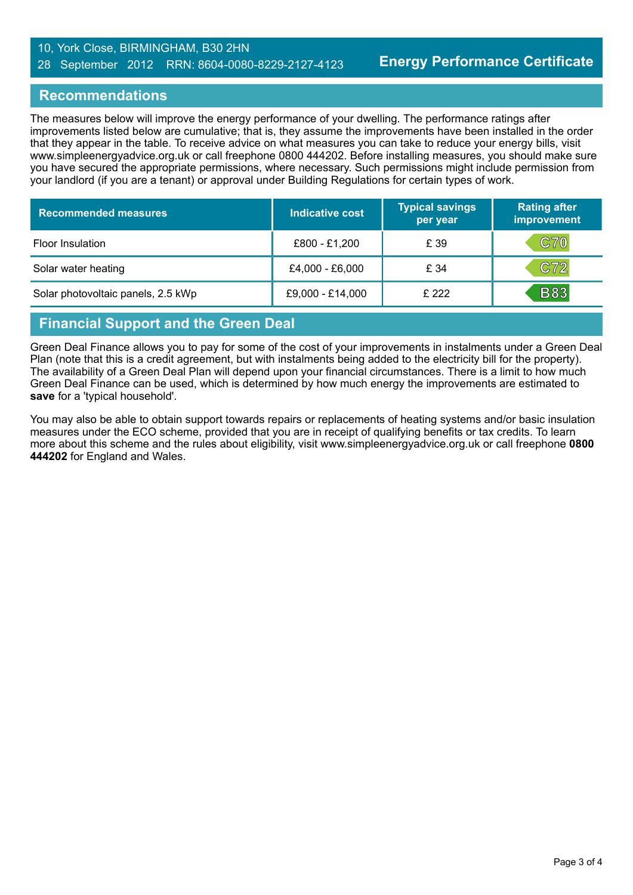10, York Close, BIRMINGHAM, B30 2HN
28 September 2012 RRN: 8604-0080-8229-2127-4123

# Energy Performance Certificate

## Recommendations

The measures below will improve the energy performance of your dwelling. The performance ratings after improvements listed below are cumulative; that is, they assume the improvements have been installed in the order that they appear in the table. To receive advice on what measures you can take to reduce your energy bills, visit www.simpleenergyadvice.org.uk or call freephone 0800 444202. Before installing measures, you should make sure you have secured the appropriate permissions, where necessary. Such permissions might include permission from your landlord (if you are a tenant) or approval under Building Regulations for certain types of work.

| Recommended measures | Indicative cost | Typical savings per year | Rating after improvement |
|---|---|---|---|
| Floor Insulation | £800 - £1,200 | £ 39 | C70 |
| Solar water heating | £4,000 - £6,000 | £ 34 | C72 |
| Solar photovoltaic panels, 2.5 kWp | £9,000 - £14,000 | £ 222 | B83 |

## Financial Support and the Green Deal

Green Deal Finance allows you to pay for some of the cost of your improvements in instalments under a Green Deal Plan (note that this is a credit agreement, but with instalments being added to the electricity bill for the property). The availability of a Green Deal Plan will depend upon your financial circumstances. There is a limit to how much Green Deal Finance can be used, which is determined by how much energy the improvements are estimated to **save** for a 'typical household'.

You may also be able to obtain support towards repairs or replacements of heating systems and/or basic insulation measures under the ECO scheme, provided that you are in receipt of qualifying benefits or tax credits. To learn more about this scheme and the rules about eligibility, visit www.simpleenergyadvice.org.uk or call freephone **0800 444202** for England and Wales.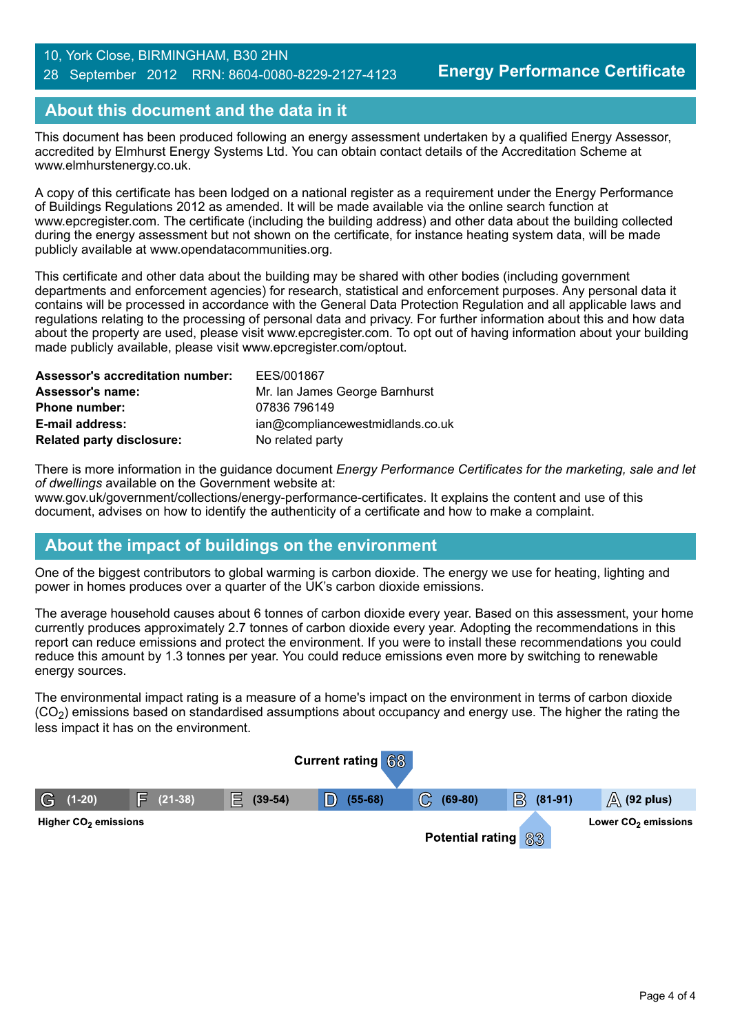10, York Close, BIRMINGHAM, B30 2HN
28 September 2012 RRN: 8604-0080-8229-2127-4123

**Energy Performance Certificate**

## About this document and the data in it

This document has been produced following an energy assessment undertaken by a qualified Energy Assessor, accredited by Elmhurst Energy Systems Ltd. You can obtain contact details of the Accreditation Scheme at www.elmhurstenergy.co.uk.

A copy of this certificate has been lodged on a national register as a requirement under the Energy Performance of Buildings Regulations 2012 as amended. It will be made available via the online search function at www.epcregister.com. The certificate (including the building address) and other data about the building collected during the energy assessment but not shown on the certificate, for instance heating system data, will be made publicly available at www.opendatacommunities.org.

This certificate and other data about the building may be shared with other bodies (including government departments and enforcement agencies) for research, statistical and enforcement purposes. Any personal data it contains will be processed in accordance with the General Data Protection Regulation and all applicable laws and regulations relating to the processing of personal data and privacy. For further information about this and how data about the property are used, please visit www.epcregister.com. To opt out of having information about your building made publicly available, please visit www.epcregister.com/optout.

| | |
|---|---|
| **Assessor's accreditation number:** | EES/001867 |
| **Assessor's name:** | Mr. Ian James George Barnhurst |
| **Phone number:** | 07836 796149 |
| **E-mail address:** | ian@compliancewestmidlands.co.uk |
| **Related party disclosure:** | No related party |

There is more information in the guidance document *Energy Performance Certificates for the marketing, sale and let of dwellings* available on the Government website at: www.gov.uk/government/collections/energy-performance-certificates. It explains the content and use of this document, advises on how to identify the authenticity of a certificate and how to make a complaint.

## About the impact of buildings on the environment

One of the biggest contributors to global warming is carbon dioxide. The energy we use for heating, lighting and power in homes produces over a quarter of the UK's carbon dioxide emissions.

The average household causes about 6 tonnes of carbon dioxide every year. Based on this assessment, your home currently produces approximately 2.7 tonnes of carbon dioxide every year. Adopting the recommendations in this report can reduce emissions and protect the environment. If you were to install these recommendations you could reduce this amount by 1.3 tonnes per year. You could reduce emissions even more by switching to renewable energy sources.

The environmental impact rating is a measure of a home's impact on the environment in terms of carbon dioxide ($CO_2$) emissions based on standardised assumptions about occupancy and energy use. The higher the rating the less impact it has on the environment.

Current rating 68

G (1-20) F (21-38) E (39-54) D (55-68) C (69-80) B (81-91) A (92 plus)

Higher $CO_2$ emissions

Lower $CO_2$ emissions

Potential rating 83